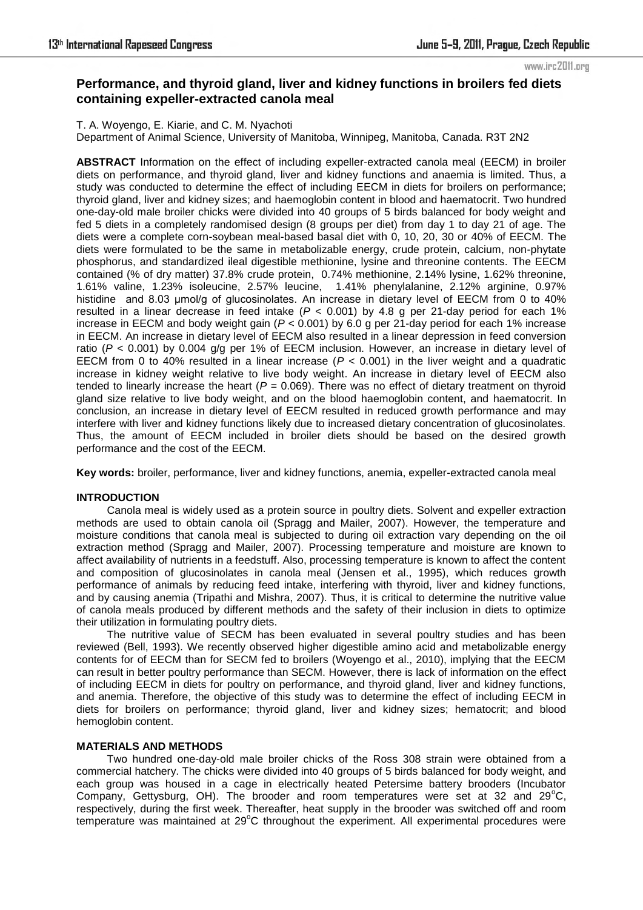## Performance, and thyroid gland, liver and kidney functions in broilers fed diets containing expeller-extracted canola meal

T. A. Woyengo, E. Kiarie, and C. M. Nyachoti

Department of Animal Science, University of Manitoba, Winnipeg, Manitoba, Canada. R3T 2N2

**ABSTRACT** Information on the effect of including expeller-extracted canola meal (EECM) in broiler diets on performance, and thyroid gland, liver and kidney functions and anaemia is limited. Thus, a study was conducted to determine the effect of including EECM in diets for broilers on performance; thyroid gland, liver and kidney sizes; and haemoglobin content in blood and haematocrit. Two hundred one-day-old male broiler chicks were divided into 40 groups of 5 birds balanced for body weight and fed 5 diets in a completely randomised design (8 groups per diet) from day 1 to day 21 of age. The diets were a complete corn-soybean meal-based basal diet with 0, 10, 20, 30 or 40% of EECM. The diets were formulated to be the same in metabolizable energy, crude protein, calcium, non-phytate phosphorus, and standardized ileal digestible methionine, lysine and threonine contents. The EECM contained (% of dry matter) 37.8% crude protein, 0.74% methionine, 2.14% lysine, 1.62% threonine, 1.61% valine, 1.23% isoleucine, 2.57% leucine, 1.41% phenylalanine, 2.12% arginine, 0.97% histidine and 8.03 µmol/g of glucosinolates. An increase in dietary level of EECM from 0 to 40% resulted in a linear decrease in feed intake ($P$ < 0.001) by 4.8 g per 21-day period for each 1% increase in EECM and body weight gain ($P$ < 0.001) by 6.0 g per 21-day period for each 1% increase in EECM. An increase in dietary level of EECM also resulted in a linear depression in feed conversion ratio ($P$ < 0.001) by 0.004 g/g per 1% of EECM inclusion. However, an increase in dietary level of EECM from 0 to 40% resulted in a linear increase ($P$ < 0.001) in the liver weight and a quadratic increase in kidney weight relative to live body weight. An increase in dietary level of EECM also tended to linearly increase the heart ($P$ = 0.069). There was no effect of dietary treatment on thyroid gland size relative to live body weight, and on the blood haemoglobin content, and haematocrit. In conclusion, an increase in dietary level of EECM resulted in reduced growth performance and may interfere with liver and kidney functions likely due to increased dietary concentration of glucosinolates. Thus, the amount of EECM included in broiler diets should be based on the desired growth performance and the cost of the EECM.

**Key words:** broiler, performance, liver and kidney functions, anemia, expeller-extracted canola meal

### INTRODUCTION

Canola meal is widely used as a protein source in poultry diets. Solvent and expeller extraction methods are used to obtain canola oil (Spragg and Mailer, 2007). However, the temperature and moisture conditions that canola meal is subjected to during oil extraction vary depending on the oil extraction method (Spragg and Mailer, 2007). Processing temperature and moisture are known to affect availability of nutrients in a feedstuff. Also, processing temperature is known to affect the content and composition of glucosinolates in canola meal (Jensen et al., 1995), which reduces growth performance of animals by reducing feed intake, interfering with thyroid, liver and kidney functions, and by causing anemia (Tripathi and Mishra, 2007). Thus, it is critical to determine the nutritive value of canola meals produced by different methods and the safety of their inclusion in diets to optimize their utilization in formulating poultry diets.

The nutritive value of SECM has been evaluated in several poultry studies and has been reviewed (Bell, 1993). We recently observed higher digestible amino acid and metabolizable energy contents for of EECM than for SECM fed to broilers (Woyengo et al., 2010), implying that the EECM can result in better poultry performance than SECM. However, there is lack of information on the effect of including EECM in diets for poultry on performance, and thyroid gland, liver and kidney functions, and anemia. Therefore, the objective of this study was to determine the effect of including EECM in diets for broilers on performance; thyroid gland, liver and kidney sizes; hematocrit; and blood hemoglobin content.

### MATERIALS AND METHODS

Two hundred one-day-old male broiler chicks of the Ross 308 strain were obtained from a commercial hatchery. The chicks were divided into 40 groups of 5 birds balanced for body weight, and each group was housed in a cage in electrically heated Petersime battery brooders (Incubator Company, Gettysburg, OH). The brooder and room temperatures were set at 32 and 29°C, respectively, during the first week. Thereafter, heat supply in the brooder was switched off and room temperature was maintained at 29°C throughout the experiment. All experimental procedures were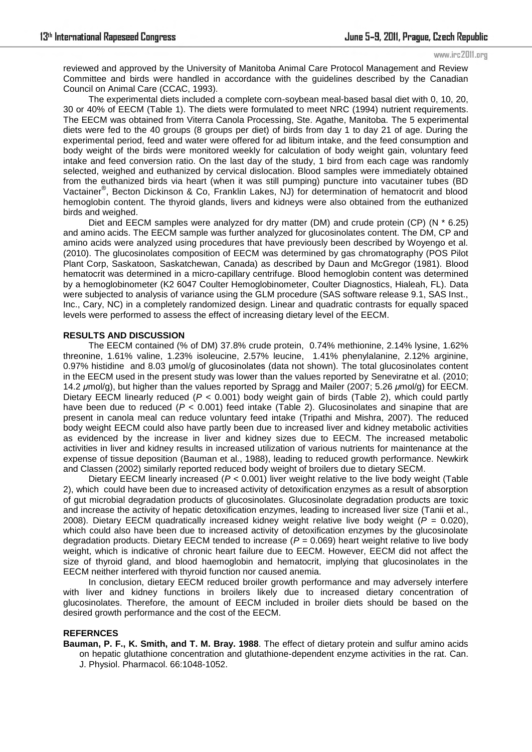reviewed and approved by the University of Manitoba Animal Care Protocol Management and Review Committee and birds were handled in accordance with the guidelines described by the Canadian Council on Animal Care (CCAC, 1993).

The experimental diets included a complete corn-soybean meal-based basal diet with 0, 10, 20, 30 or 40% of EECM (Table 1). The diets were formulated to meet NRC (1994) nutrient requirements. The EECM was obtained from Viterra Canola Processing, Ste. Agathe, Manitoba. The 5 experimental diets were fed to the 40 groups (8 groups per diet) of birds from day 1 to day 21 of age. During the experimental period, feed and water were offered for ad libitum intake, and the feed consumption and body weight of the birds were monitored weekly for calculation of body weight gain, voluntary feed intake and feed conversion ratio. On the last day of the study, 1 bird from each cage was randomly selected, weighed and euthanized by cervical dislocation. Blood samples were immediately obtained from the euthanized birds via heart (when it was still pumping) puncture into vacutainer tubes (BD Vactainer®, Becton Dickinson & Co, Franklin Lakes, NJ) for determination of hematocrit and blood hemoglobin content. The thyroid glands, livers and kidneys were also obtained from the euthanized birds and weighed.

Diet and EECM samples were analyzed for dry matter (DM) and crude protein (CP) (N * 6.25) and amino acids. The EECM sample was further analyzed for glucosinolates content. The DM, CP and amino acids were analyzed using procedures that have previously been described by Woyengo et al. (2010). The glucosinolates composition of EECM was determined by gas chromatography (POS Pilot Plant Corp, Saskatoon, Saskatchewan, Canada) as described by Daun and McGregor (1981). Blood hematocrit was determined in a micro-capillary centrifuge. Blood hemoglobin content was determined by a hemoglobinometer (K2 6047 Coulter Hemoglobinometer, Coulter Diagnostics, Hialeah, FL). Data were subjected to analysis of variance using the GLM procedure (SAS software release 9.1, SAS Inst., Inc., Cary, NC) in a completely randomized design. Linear and quadratic contrasts for equally spaced levels were performed to assess the effect of increasing dietary level of the EECM.

**RESULTS AND DISCUSSION**

The EECM contained (% of DM) 37.8% crude protein, 0.74% methionine, 2.14% lysine, 1.62% threonine, 1.61% valine, 1.23% isoleucine, 2.57% leucine, 1.41% phenylalanine, 2.12% arginine, 0.97% histidine and 8.03 μmol/g of glucosinolates (data not shown). The total glucosinolates content in the EECM used in the present study was lower than the values reported by Seneviratne et al. (2010; 14.2 *μ*mol/g), but higher than the values reported by Spragg and Mailer (2007; 5.26 *μ*mol/g) for EECM. Dietary EECM linearly reduced ($P < 0.001$) body weight gain of birds (Table 2), which could partly have been due to reduced ($P < 0.001$) feed intake (Table 2). Glucosinolates and sinapine that are present in canola meal can reduce voluntary feed intake (Tripathi and Mishra, 2007). The reduced body weight EECM could also have partly been due to increased liver and kidney metabolic activities as evidenced by the increase in liver and kidney sizes due to EECM. The increased metabolic activities in liver and kidney results in increased utilization of various nutrients for maintenance at the expense of tissue deposition (Bauman et al., 1988), leading to reduced growth performance. Newkirk and Classen (2002) similarly reported reduced body weight of broilers due to dietary SECM.

Dietary EECM linearly increased ($P < 0.001$) liver weight relative to the live body weight (Table 2), which could have been due to increased activity of detoxification enzymes as a result of absorption of gut microbial degradation products of glucosinolates. Glucosinolate degradation products are toxic and increase the activity of hepatic detoxification enzymes, leading to increased liver size (Tanii et al., 2008). Dietary EECM quadratically increased kidney weight relative live body weight ($P = 0.020$), which could also have been due to increased activity of detoxification enzymes by the glucosinolate degradation products. Dietary EECM tended to increase ($P = 0.069$) heart weight relative to live body weight, which is indicative of chronic heart failure due to EECM. However, EECM did not affect the size of thyroid gland, and blood haemoglobin and hematocrit, implying that glucosinolates in the EECM neither interfered with thyroid function nor caused anemia.

In conclusion, dietary EECM reduced broiler growth performance and may adversely interfere with liver and kidney functions in broilers likely due to increased dietary concentration of glucosinolates. Therefore, the amount of EECM included in broiler diets should be based on the desired growth performance and the cost of the EECM.

**REFERNCES**

**Bauman, P. F., K. Smith, and T. M. Bray. 1988**. The effect of dietary protein and sulfur amino acids on hepatic glutathione concentration and glutathione-dependent enzyme activities in the rat. Can. J. Physiol. Pharmacol. 66:1048-1052.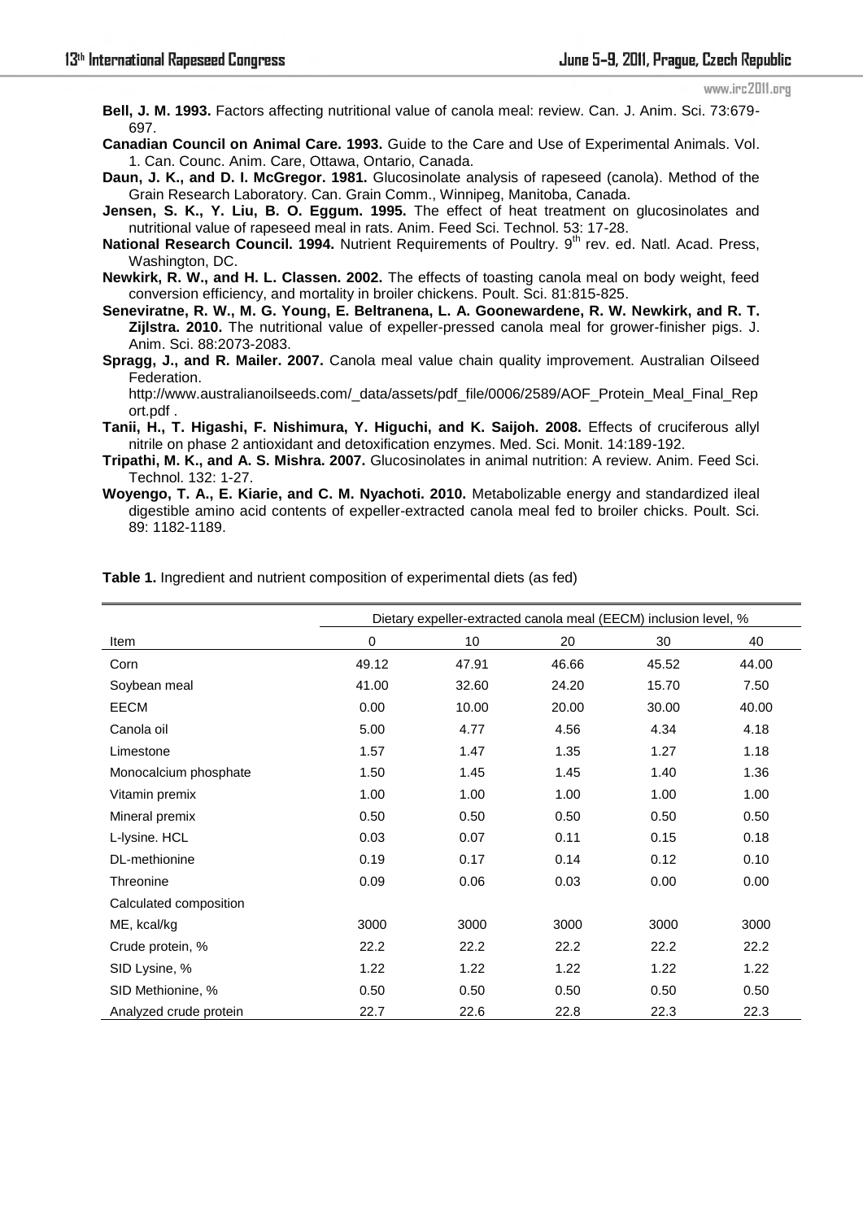**Bell, J. M. 1993.** Factors affecting nutritional value of canola meal: review. Can. J. Anim. Sci. 73:679-697.

**Canadian Council on Animal Care. 1993.** Guide to the Care and Use of Experimental Animals. Vol. 1. Can. Counc. Anim. Care, Ottawa, Ontario, Canada.

**Daun, J. K., and D. I. McGregor. 1981.** Glucosinolate analysis of rapeseed (canola). Method of the Grain Research Laboratory. Can. Grain Comm., Winnipeg, Manitoba, Canada.

**Jensen, S. K., Y. Liu, B. O. Eggum. 1995.** The effect of heat treatment on glucosinolates and nutritional value of rapeseed meal in rats. Anim. Feed Sci. Technol. 53: 17-28.

**National Research Council. 1994.** Nutrient Requirements of Poultry. 9th rev. ed. Natl. Acad. Press, Washington, DC.

**Newkirk, R. W., and H. L. Classen. 2002.** The effects of toasting canola meal on body weight, feed conversion efficiency, and mortality in broiler chickens. Poult. Sci. 81:815-825.

**Seneviratne, R. W., M. G. Young, E. Beltranena, L. A. Goonewardene, R. W. Newkirk, and R. T. Zijlstra. 2010.** The nutritional value of expeller-pressed canola meal for grower-finisher pigs. J. Anim. Sci. 88:2073-2083.

**Spragg, J., and R. Mailer. 2007.** Canola meal value chain quality improvement. Australian Oilseed Federation. http://www.australianoilseeds.com/_data/assets/pdf_file/0006/2589/AOF_Protein_Meal_Final_Report.pdf .

**Tanii, H., T. Higashi, F. Nishimura, Y. Higuchi, and K. Saijoh. 2008.** Effects of cruciferous allyl nitrile on phase 2 antioxidant and detoxification enzymes. Med. Sci. Monit. 14:189-192.

**Tripathi, M. K., and A. S. Mishra. 2007.** Glucosinolates in animal nutrition: A review. Anim. Feed Sci. Technol. 132: 1-27.

**Woyengo, T. A., E. Kiarie, and C. M. Nyachoti. 2010.** Metabolizable energy and standardized ileal digestible amino acid contents of expeller-extracted canola meal fed to broiler chicks. Poult. Sci. 89: 1182-1189.

**Table 1.** Ingredient and nutrient composition of experimental diets (as fed)

| | Dietary expeller-extracted canola meal (EECM) inclusion level, % | | | | |
|---|---|---|---|---|---|
| Item | 0 | 10 | 20 | 30 | 40 |
| Corn | 49.12 | 47.91 | 46.66 | 45.52 | 44.00 |
| Soybean meal | 41.00 | 32.60 | 24.20 | 15.70 | 7.50 |
| EECM | 0.00 | 10.00 | 20.00 | 30.00 | 40.00 |
| Canola oil | 5.00 | 4.77 | 4.56 | 4.34 | 4.18 |
| Limestone | 1.57 | 1.47 | 1.35 | 1.27 | 1.18 |
| Monocalcium phosphate | 1.50 | 1.45 | 1.45 | 1.40 | 1.36 |
| Vitamin premix | 1.00 | 1.00 | 1.00 | 1.00 | 1.00 |
| Mineral premix | 0.50 | 0.50 | 0.50 | 0.50 | 0.50 |
| L-lysine. HCL | 0.03 | 0.07 | 0.11 | 0.15 | 0.18 |
| DL-methionine | 0.19 | 0.17 | 0.14 | 0.12 | 0.10 |
| Threonine | 0.09 | 0.06 | 0.03 | 0.00 | 0.00 |
| Calculated composition | | | | | |
| ME, kcal/kg | 3000 | 3000 | 3000 | 3000 | 3000 |
| Crude protein, % | 22.2 | 22.2 | 22.2 | 22.2 | 22.2 |
| SID Lysine, % | 1.22 | 1.22 | 1.22 | 1.22 | 1.22 |
| SID Methionine, % | 0.50 | 0.50 | 0.50 | 0.50 | 0.50 |
| Analyzed crude protein | 22.7 | 22.6 | 22.8 | 22.3 | 22.3 |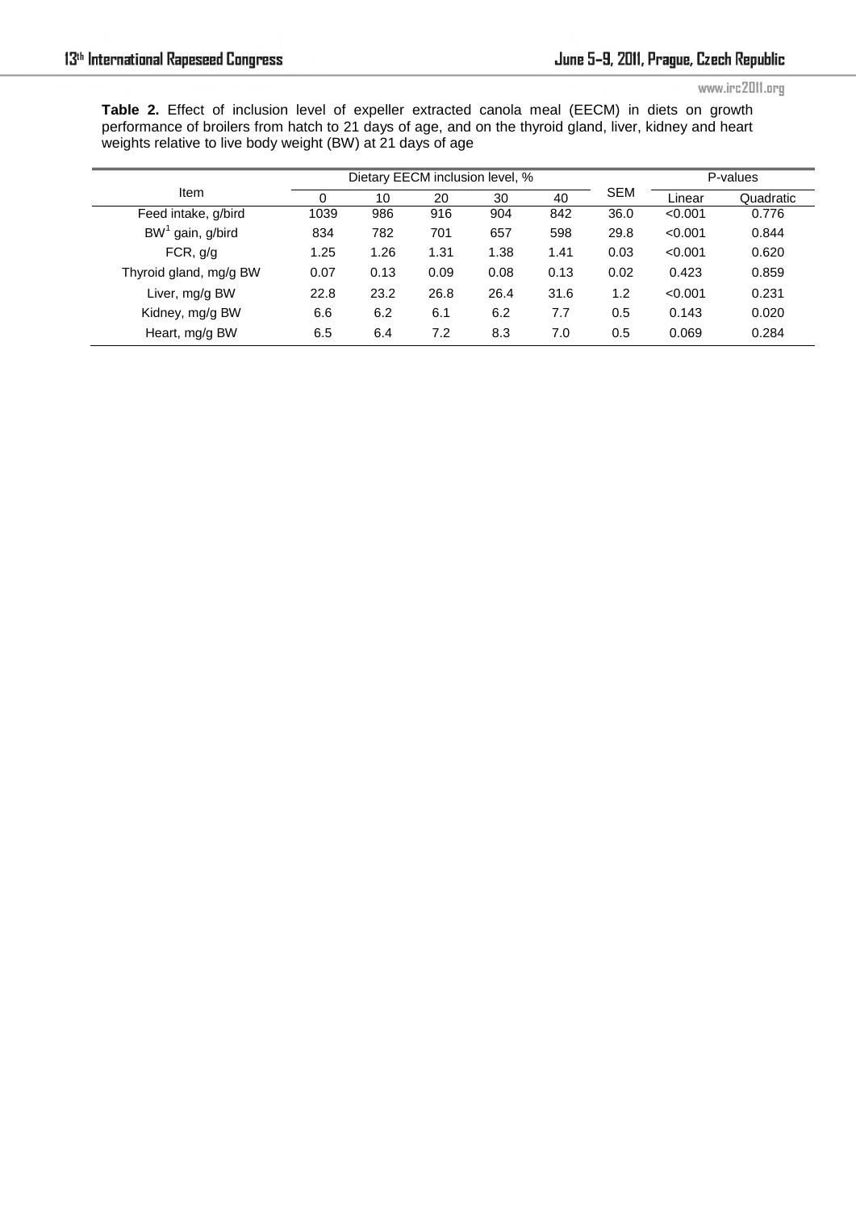**Table 2.** Effect of inclusion level of expeller extracted canola meal (EECM) in diets on growth performance of broilers from hatch to 21 days of age, and on the thyroid gland, liver, kidney and heart weights relative to live body weight (BW) at 21 days of age

| Item | Dietary EECM inclusion level, % | | | | | SEM | P-values | |
|---|---|---|---|---|---|---|---|---|
| | 0 | 10 | 20 | 30 | 40 | | Linear | Quadratic |
| Feed intake, g/bird | 1039 | 986 | 916 | 904 | 842 | 36.0 | <0.001 | 0.776 |
| BW[1] gain, g/bird | 834 | 782 | 701 | 657 | 598 | 29.8 | <0.001 | 0.844 |
| FCR, g/g | 1.25 | 1.26 | 1.31 | 1.38 | 1.41 | 0.03 | <0.001 | 0.620 |
| Thyroid gland, mg/g BW | 0.07 | 0.13 | 0.09 | 0.08 | 0.13 | 0.02 | 0.423 | 0.859 |
| Liver, mg/g BW | 22.8 | 23.2 | 26.8 | 26.4 | 31.6 | 1.2 | <0.001 | 0.231 |
| Kidney, mg/g BW | 6.6 | 6.2 | 6.1 | 6.2 | 7.7 | 0.5 | 0.143 | 0.020 |
| Heart, mg/g BW | 6.5 | 6.4 | 7.2 | 8.3 | 7.0 | 0.5 | 0.069 | 0.284 |